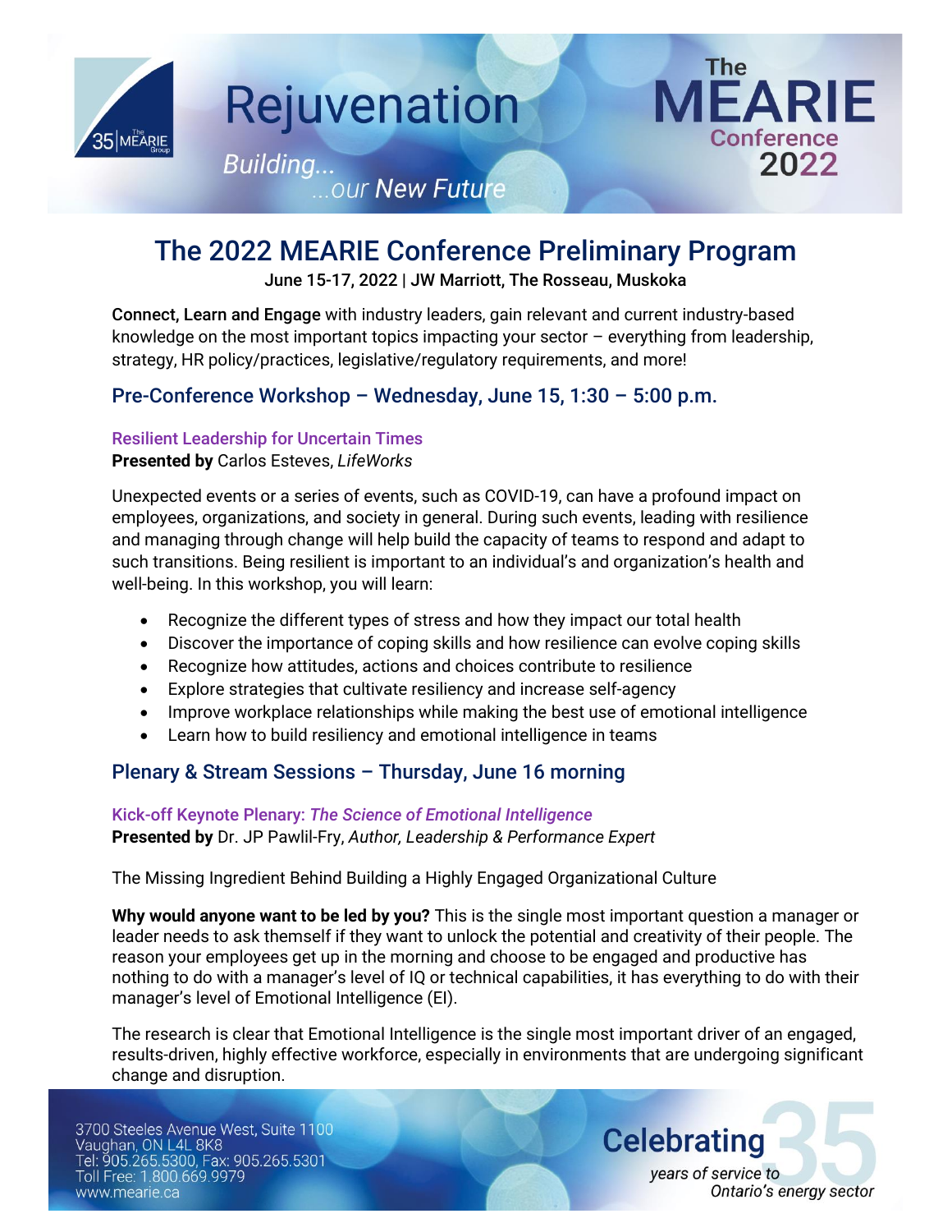# Rejuvenation

*Building... ...our New Future*

The MEARIE Conference 2022

# The 2022 MEARIE Conference Preliminary Program

June 15-17, 2022 | JW Marriott, The Rosseau, Muskoka

**Connect, Learn and Engage** with industry leaders, gain relevant and current industry-based knowledge on the most important topics impacting your sector – everything from leadership, strategy, HR policy/practices, legislative/regulatory requirements, and more!

## Pre-Conference Workshop – Wednesday, June 15, 1:30 – 5:00 p.m.

### Resilient Leadership for Uncertain Times

**Presented by** Carlos Esteves, *LifeWorks*

Unexpected events or a series of events, such as COVID-19, can have a profound impact on employees, organizations, and society in general. During such events, leading with resilience and managing through change will help build the capacity of teams to respond and adapt to such transitions. Being resilient is important to an individual's and organization's health and well-being. In this workshop, you will learn:

- Recognize the different types of stress and how they impact our total health
- Discover the importance of coping skills and how resilience can evolve coping skills
- Recognize how attitudes, actions and choices contribute to resilience
- Explore strategies that cultivate resiliency and increase self-agency
- Improve workplace relationships while making the best use of emotional intelligence
- Learn how to build resiliency and emotional intelligence in teams

## Plenary & Stream Sessions – Thursday, June 16 morning

### Kick-off Keynote Plenary: *The Science of Emotional Intelligence*

**Presented by** Dr. JP Pawlil-Fry, *Author, Leadership & Performance Expert*

The Missing Ingredient Behind Building a Highly Engaged Organizational Culture

**Why would anyone want to be led by you?** This is the single most important question a manager or leader needs to ask themself if they want to unlock the potential and creativity of their people. The reason your employees get up in the morning and choose to be engaged and productive has nothing to do with a manager's level of IQ or technical capabilities, it has everything to do with their manager's level of Emotional Intelligence (EI).

The research is clear that Emotional Intelligence is the single most important driver of an engaged, results-driven, highly effective workforce, especially in environments that are undergoing significant change and disruption.

3700 Steeles Avenue West, Suite 1100
Vaughan, ON L4L 8K8
Tel: 905.265.5300, Fax: 905.265.5301
Toll Free: 1.800.669.9979
www.mearie.ca

Celebrating 35 years of service to Ontario's energy sector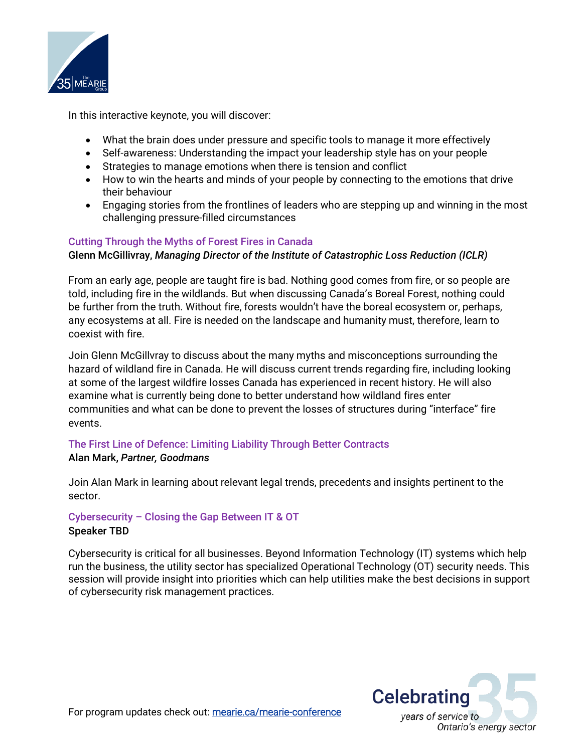In this interactive keynote, you will discover:

- What the brain does under pressure and specific tools to manage it more effectively
- Self-awareness: Understanding the impact your leadership style has on your people
- Strategies to manage emotions when there is tension and conflict
- How to win the hearts and minds of your people by connecting to the emotions that drive their behaviour
- Engaging stories from the frontlines of leaders who are stepping up and winning in the most challenging pressure-filled circumstances

### Cutting Through the Myths of Forest Fires in Canada

**Glenn McGillivray,** ***Managing Director of the Institute of Catastrophic Loss Reduction (ICLR)***

From an early age, people are taught fire is bad. Nothing good comes from fire, or so people are told, including fire in the wildlands. But when discussing Canada's Boreal Forest, nothing could be further from the truth. Without fire, forests wouldn't have the boreal ecosystem or, perhaps, any ecosystems at all. Fire is needed on the landscape and humanity must, therefore, learn to coexist with fire.

Join Glenn McGillvray to discuss about the many myths and misconceptions surrounding the hazard of wildland fire in Canada. He will discuss current trends regarding fire, including looking at some of the largest wildfire losses Canada has experienced in recent history. He will also examine what is currently being done to better understand how wildland fires enter communities and what can be done to prevent the losses of structures during "interface" fire events.

### The First Line of Defence: Limiting Liability Through Better Contracts

**Alan Mark,** ***Partner, Goodmans***

Join Alan Mark in learning about relevant legal trends, precedents and insights pertinent to the sector.

### Cybersecurity – Closing the Gap Between IT & OT

**Speaker TBD**

Cybersecurity is critical for all businesses. Beyond Information Technology (IT) systems which help run the business, the utility sector has specialized Operational Technology (OT) security needs. This session will provide insight into priorities which can help utilities make the best decisions in support of cybersecurity risk management practices.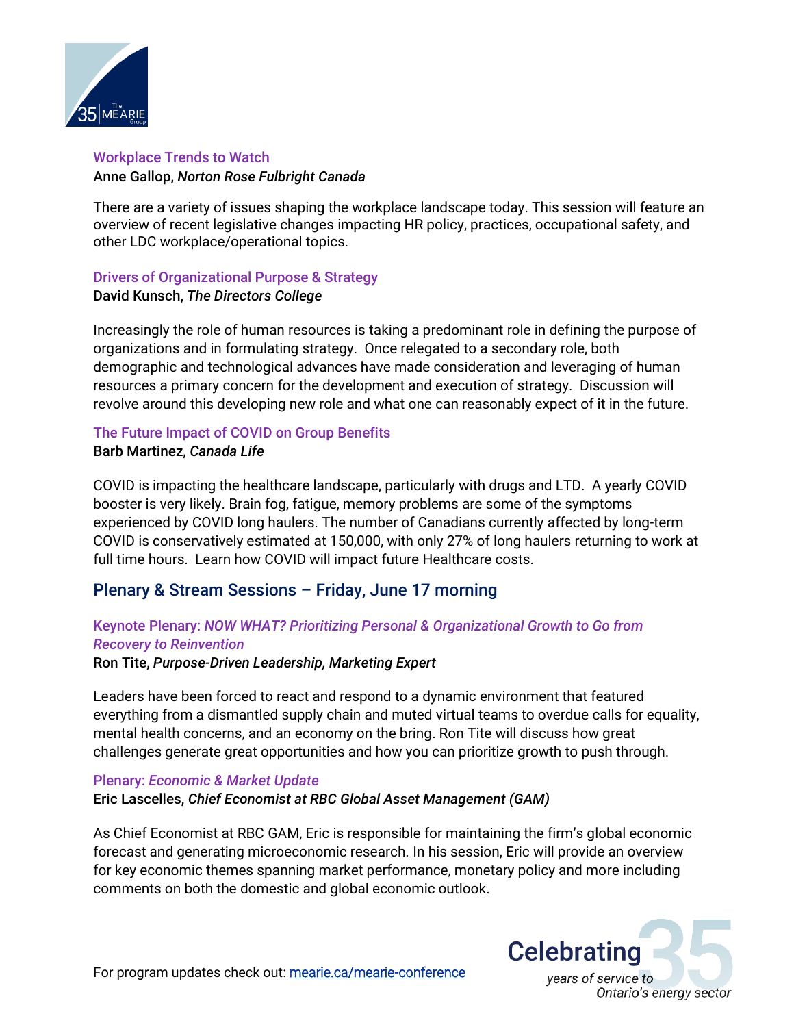### Workplace Trends to Watch

**Anne Gallop,** ***Norton Rose Fulbright Canada***

There are a variety of issues shaping the workplace landscape today. This session will feature an overview of recent legislative changes impacting HR policy, practices, occupational safety, and other LDC workplace/operational topics.

### Drivers of Organizational Purpose & Strategy

**David Kunsch,** ***The Directors College***

Increasingly the role of human resources is taking a predominant role in defining the purpose of organizations and in formulating strategy. Once relegated to a secondary role, both demographic and technological advances have made consideration and leveraging of human resources a primary concern for the development and execution of strategy. Discussion will revolve around this developing new role and what one can reasonably expect of it in the future.

### The Future Impact of COVID on Group Benefits

**Barb Martinez,** ***Canada Life***

COVID is impacting the healthcare landscape, particularly with drugs and LTD. A yearly COVID booster is very likely. Brain fog, fatigue, memory problems are some of the symptoms experienced by COVID long haulers. The number of Canadians currently affected by long-term COVID is conservatively estimated at 150,000, with only 27% of long haulers returning to work at full time hours. Learn how COVID will impact future Healthcare costs.

## Plenary & Stream Sessions – Friday, June 17 morning

### Keynote Plenary: *NOW WHAT? Prioritizing Personal & Organizational Growth to Go from Recovery to Reinvention*

**Ron Tite,** ***Purpose-Driven Leadership, Marketing Expert***

Leaders have been forced to react and respond to a dynamic environment that featured everything from a dismantled supply chain and muted virtual teams to overdue calls for equality, mental health concerns, and an economy on the bring. Ron Tite will discuss how great challenges generate great opportunities and how you can prioritize growth to push through.

### Plenary: *Economic & Market Update*

**Eric Lascelles,** ***Chief Economist at RBC Global Asset Management (GAM)***

As Chief Economist at RBC GAM, Eric is responsible for maintaining the firm's global economic forecast and generating microeconomic research. In his session, Eric will provide an overview for key economic themes spanning market performance, monetary policy and more including comments on both the domestic and global economic outlook.

For program updates check out: [mearie.ca/mearie-conference](mearie.ca/mearie-conference)

Celebrating 35 years of service to Ontario's energy sector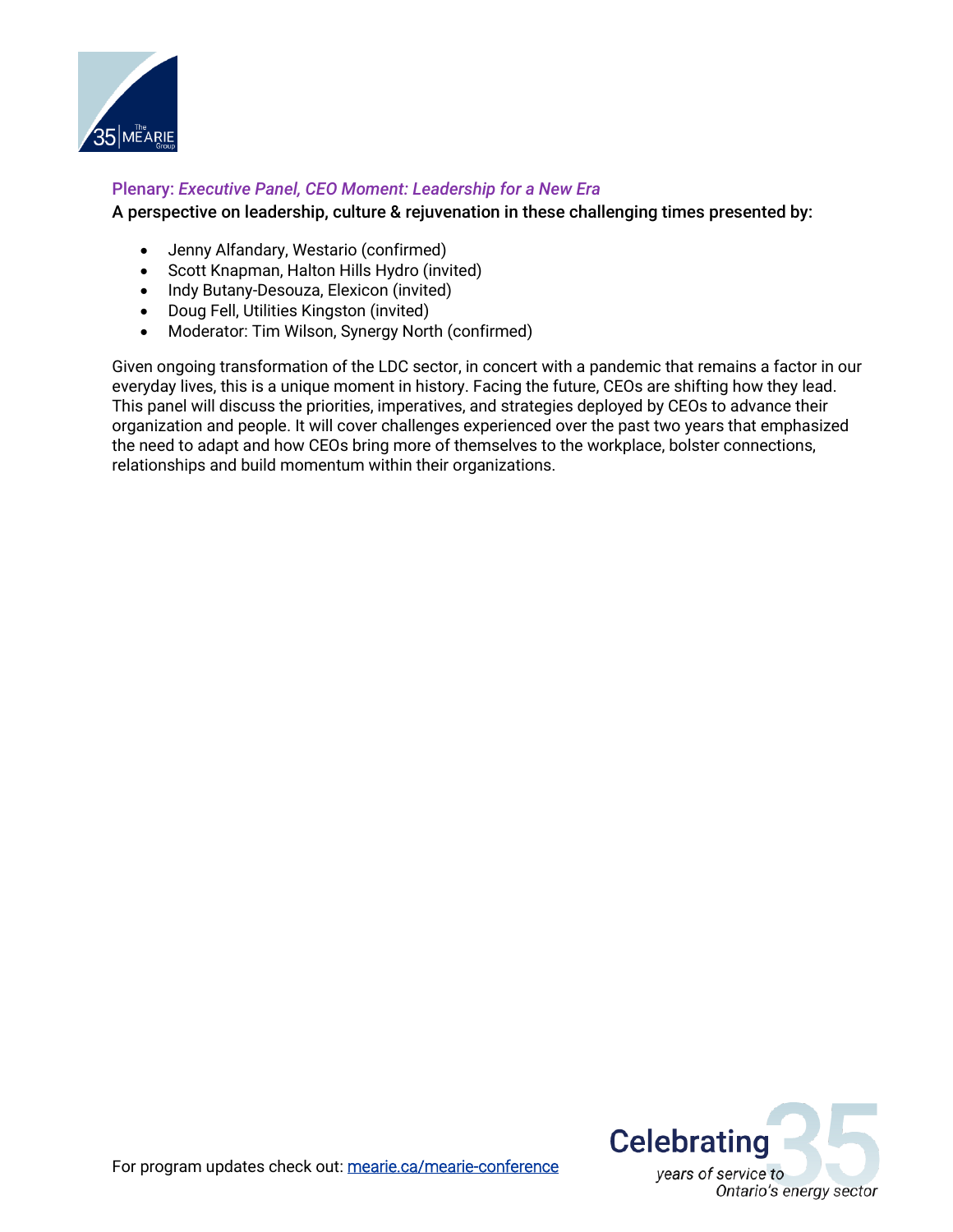### Plenary: *Executive Panel, CEO Moment: Leadership for a New Era*

**A perspective on leadership, culture & rejuvenation in these challenging times presented by:**

- Jenny Alfandary, Westario (confirmed)
- Scott Knapman, Halton Hills Hydro (invited)
- Indy Butany-Desouza, Elexicon (invited)
- Doug Fell, Utilities Kingston (invited)
- Moderator: Tim Wilson, Synergy North (confirmed)

Given ongoing transformation of the LDC sector, in concert with a pandemic that remains a factor in our everyday lives, this is a unique moment in history. Facing the future, CEOs are shifting how they lead. This panel will discuss the priorities, imperatives, and strategies deployed by CEOs to advance their organization and people. It will cover challenges experienced over the past two years that emphasized the need to adapt and how CEOs bring more of themselves to the workplace, bolster connections, relationships and build momentum within their organizations.